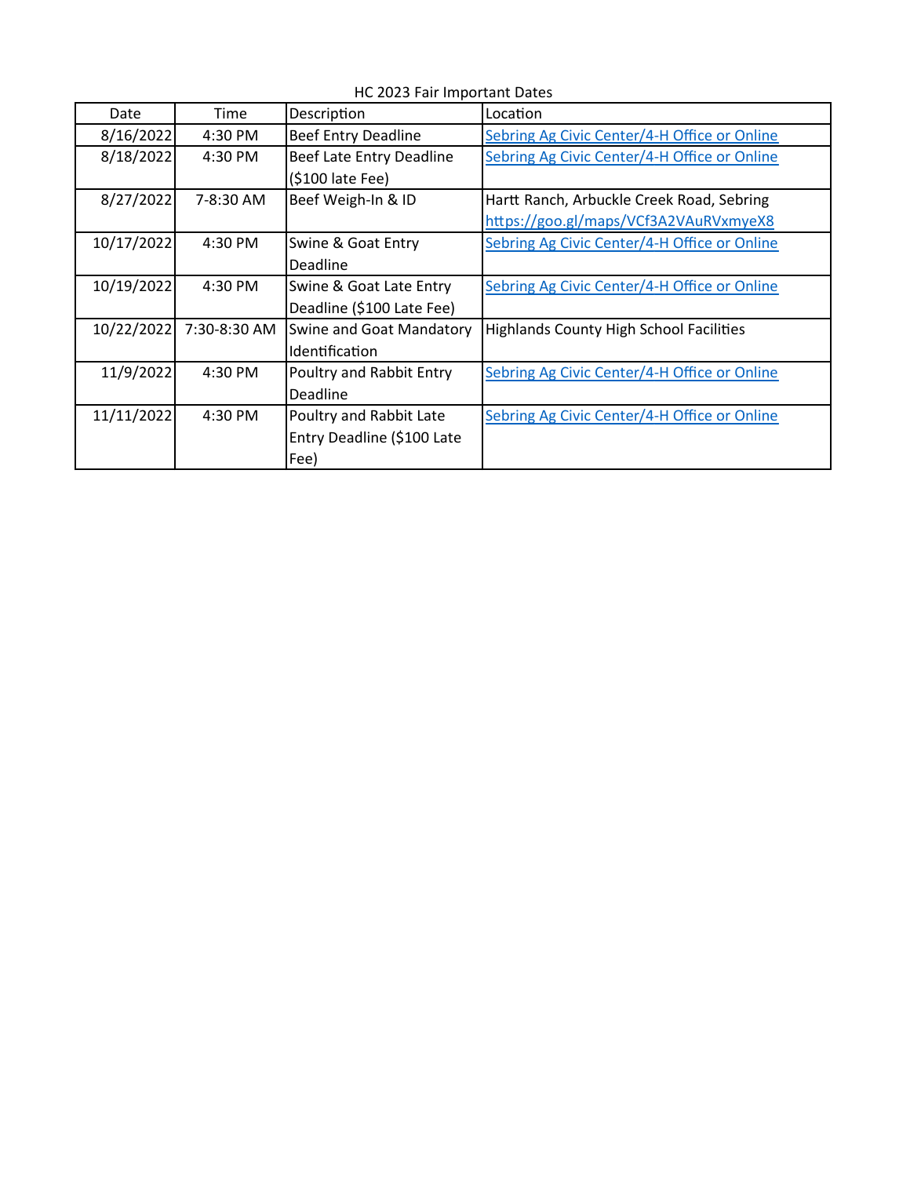HC 2023 Fair Important Dates

| Date | Time | Description | Location |
| --- | --- | --- | --- |
| 8/16/2022 | 4:30 PM | Beef Entry Deadline | Sebring Ag Civic Center/4-H Office or Online |
| 8/18/2022 | 4:30 PM | Beef Late Entry Deadline ($100 late Fee) | Sebring Ag Civic Center/4-H Office or Online |
| 8/27/2022 | 7-8:30 AM | Beef Weigh-In & ID | Hartt Ranch, Arbuckle Creek Road, Sebring https://goo.gl/maps/VCf3A2VAuRVxmyeX8 |
| 10/17/2022 | 4:30 PM | Swine & Goat Entry Deadline | Sebring Ag Civic Center/4-H Office or Online |
| 10/19/2022 | 4:30 PM | Swine & Goat Late Entry Deadline ($100 Late Fee) | Sebring Ag Civic Center/4-H Office or Online |
| 10/22/2022 | 7:30-8:30 AM | Swine and Goat Mandatory Identification | Highlands County High School Facilities |
| 11/9/2022 | 4:30 PM | Poultry and Rabbit Entry Deadline | Sebring Ag Civic Center/4-H Office or Online |
| 11/11/2022 | 4:30 PM | Poultry and Rabbit Late Entry Deadline ($100 Late Fee) | Sebring Ag Civic Center/4-H Office or Online |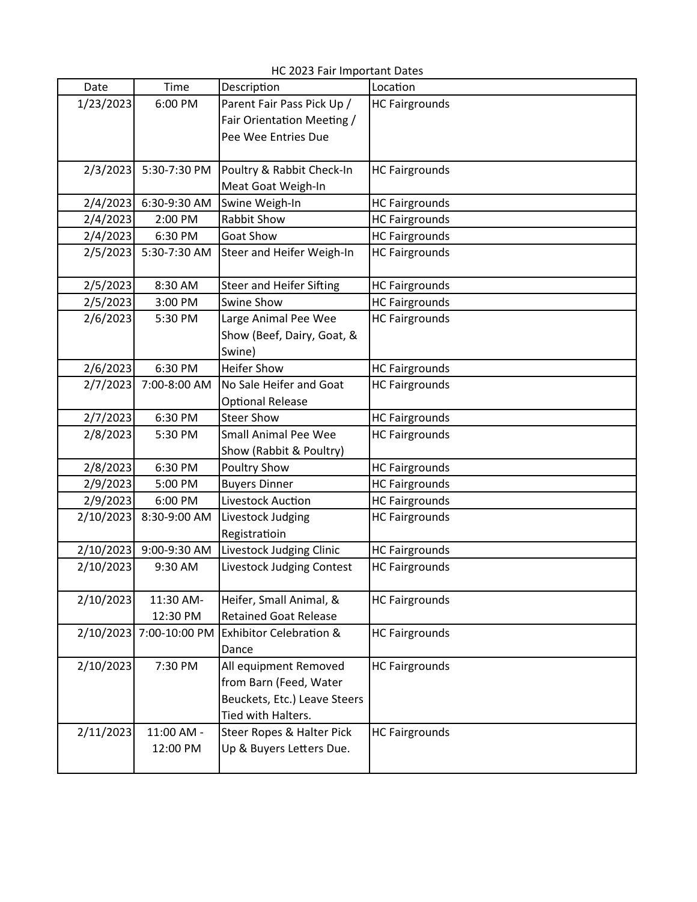HC 2023 Fair Important Dates

| Date | Time | Description | Location |
|---|---|---|---|
| 1/23/2023 | 6:00 PM | Parent Fair Pass Pick Up / Fair Orientation Meeting / Pee Wee Entries Due | HC Fairgrounds |
| 2/3/2023 | 5:30-7:30 PM | Poultry & Rabbit Check-In Meat Goat Weigh-In | HC Fairgrounds |
| 2/4/2023 | 6:30-9:30 AM | Swine Weigh-In | HC Fairgrounds |
| 2/4/2023 | 2:00 PM | Rabbit Show | HC Fairgrounds |
| 2/4/2023 | 6:30 PM | Goat Show | HC Fairgrounds |
| 2/5/2023 | 5:30-7:30 AM | Steer and Heifer Weigh-In | HC Fairgrounds |
| 2/5/2023 | 8:30 AM | Steer and Heifer Sifting | HC Fairgrounds |
| 2/5/2023 | 3:00 PM | Swine Show | HC Fairgrounds |
| 2/6/2023 | 5:30 PM | Large Animal Pee Wee Show (Beef, Dairy, Goat, & Swine) | HC Fairgrounds |
| 2/6/2023 | 6:30 PM | Heifer Show | HC Fairgrounds |
| 2/7/2023 | 7:00-8:00 AM | No Sale Heifer and Goat Optional Release | HC Fairgrounds |
| 2/7/2023 | 6:30 PM | Steer Show | HC Fairgrounds |
| 2/8/2023 | 5:30 PM | Small Animal Pee Wee Show (Rabbit & Poultry) | HC Fairgrounds |
| 2/8/2023 | 6:30 PM | Poultry Show | HC Fairgrounds |
| 2/9/2023 | 5:00 PM | Buyers Dinner | HC Fairgrounds |
| 2/9/2023 | 6:00 PM | Livestock Auction | HC Fairgrounds |
| 2/10/2023 | 8:30-9:00 AM | Livestock Judging Registratioin | HC Fairgrounds |
| 2/10/2023 | 9:00-9:30 AM | Livestock Judging Clinic | HC Fairgrounds |
| 2/10/2023 | 9:30 AM | Livestock Judging Contest | HC Fairgrounds |
| 2/10/2023 | 11:30 AM-12:30 PM | Heifer, Small Animal, & Retained Goat Release | HC Fairgrounds |
| 2/10/2023 | 7:00-10:00 PM | Exhibitor Celebration & Dance | HC Fairgrounds |
| 2/10/2023 | 7:30 PM | All equipment Removed from Barn (Feed, Water Beuckets, Etc.) Leave Steers Tied with Halters. | HC Fairgrounds |
| 2/11/2023 | 11:00 AM - 12:00 PM | Steer Ropes & Halter Pick Up & Buyers Letters Due. | HC Fairgrounds |